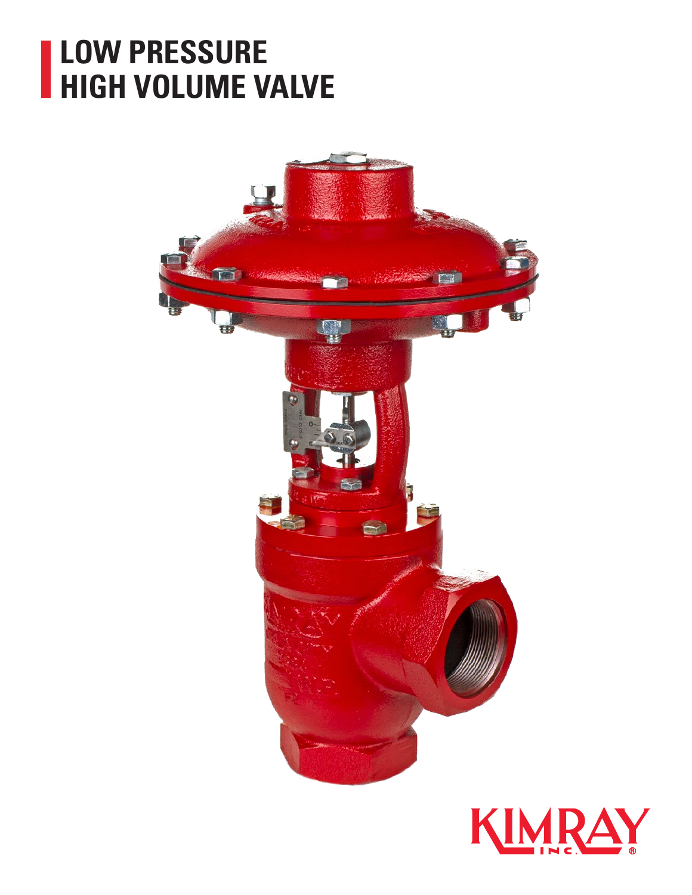# LOW PRESSURE HIGH VOLUME VALVE

KIMRAY INC.®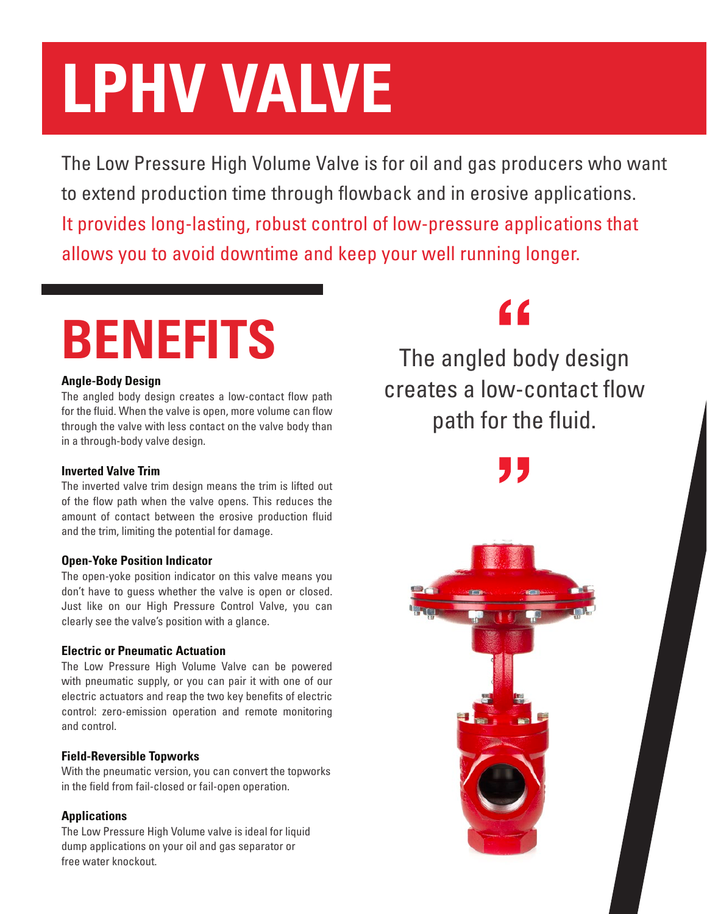# LPHV VALVE

The Low Pressure High Volume Valve is for oil and gas producers who want to extend production time through flowback and in erosive applications. It provides long-lasting, robust control of low-pressure applications that allows you to avoid downtime and keep your well running longer.

## BENEFITS

**Angle-Body Design**

The angled body design creates a low-contact flow path for the fluid. When the valve is open, more volume can flow through the valve with less contact on the valve body than in a through-body valve design.

**Inverted Valve Trim**

The inverted valve trim design means the trim is lifted out of the flow path when the valve opens. This reduces the amount of contact between the erosive production fluid and the trim, limiting the potential for damage.

**Open-Yoke Position Indicator**

The open-yoke position indicator on this valve means you don't have to guess whether the valve is open or closed. Just like on our High Pressure Control Valve, you can clearly see the valve's position with a glance.

**Electric or Pneumatic Actuation**

The Low Pressure High Volume Valve can be powered with pneumatic supply, or you can pair it with one of our electric actuators and reap the two key benefits of electric control: zero-emission operation and remote monitoring and control.

**Field-Reversible Topworks**

With the pneumatic version, you can convert the topworks in the field from fail-closed or fail-open operation.

**Applications**

The Low Pressure High Volume valve is ideal for liquid dump applications on your oil and gas separator or free water knockout.

> "The angled body design creates a low-contact flow path for the fluid."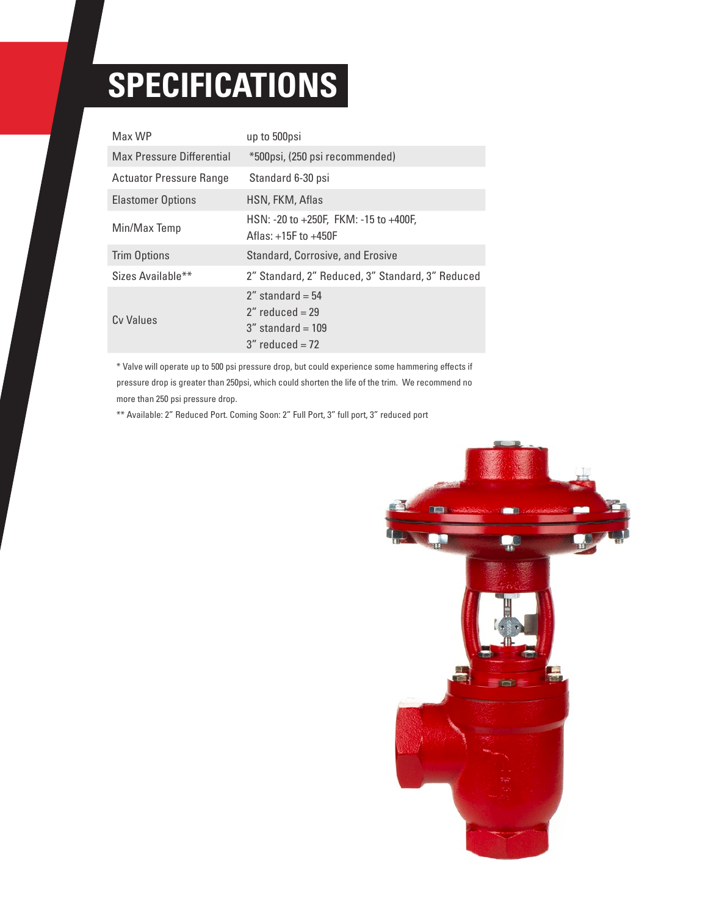# SPECIFICATIONS

| | |
|---|---|
| Max WP | up to 500psi |
| Max Pressure Differential | *500psi, (250 psi recommended) |
| Actuator Pressure Range | Standard 6-30 psi |
| Elastomer Options | HSN, FKM, Aflas |
| Min/Max Temp | HSN: -20 to +250F, FKM: -15 to +400F, Aflas: +15F to +450F |
| Trim Options | Standard, Corrosive, and Erosive |
| Sizes Available** | 2" Standard, 2" Reduced, 3" Standard, 3" Reduced |
| Cv Values | 2" standard = 54<br>2" reduced = 29<br>3" standard = 109<br>3" reduced = 72 |

* Valve will operate up to 500 psi pressure drop, but could experience some hammering effects if pressure drop is greater than 250psi, which could shorten the life of the trim. We recommend no more than 250 psi pressure drop.

** Available: 2" Reduced Port. Coming Soon: 2" Full Port, 3" full port, 3" reduced port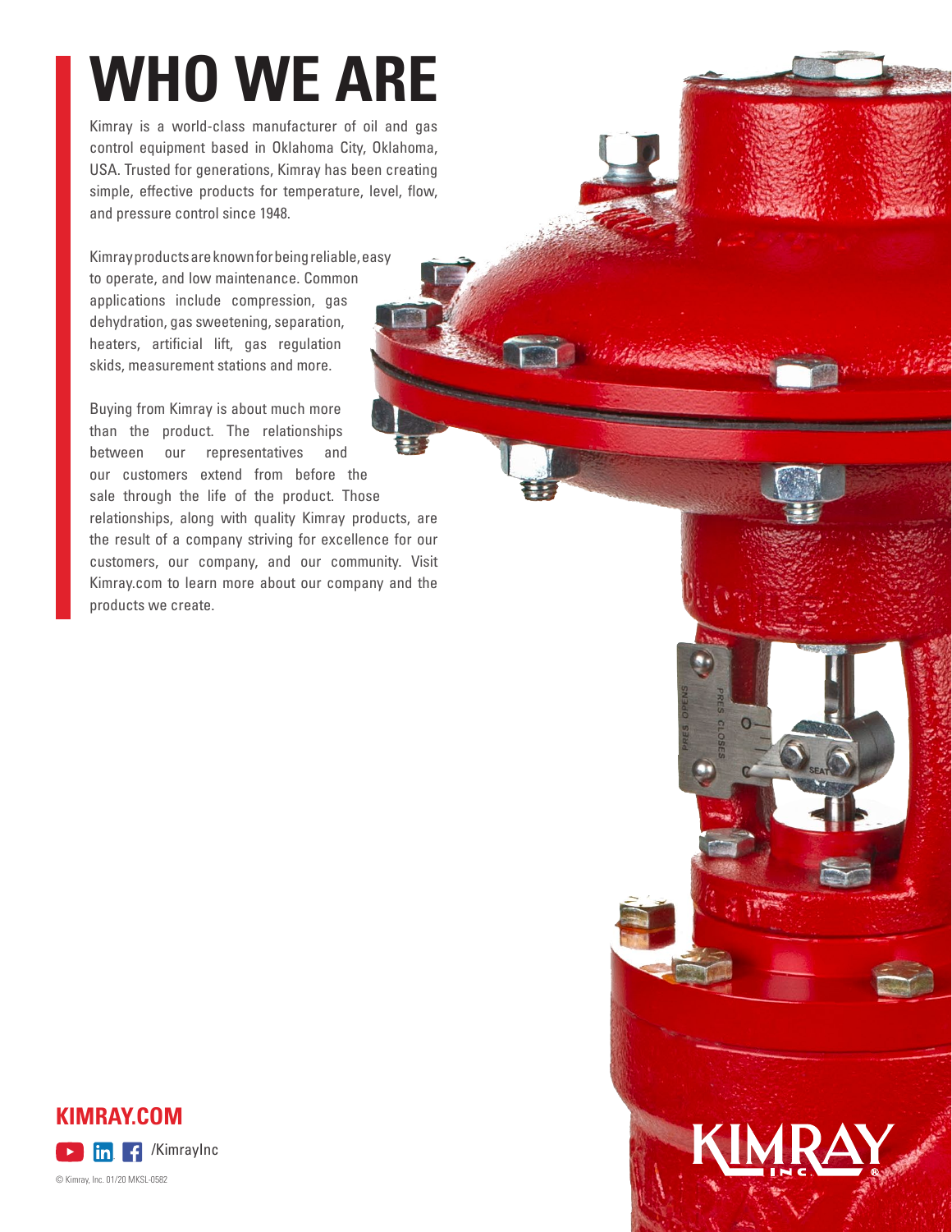# WHO WE ARE

Kimray is a world-class manufacturer of oil and gas control equipment based in Oklahoma City, Oklahoma, USA. Trusted for generations, Kimray has been creating simple, effective products for temperature, level, flow, and pressure control since 1948.

Kimray products are known for being reliable, easy to operate, and low maintenance. Common applications include compression, gas dehydration, gas sweetening, separation, heaters, artificial lift, gas regulation skids, measurement stations and more.

Buying from Kimray is about much more than the product. The relationships between our representatives and our customers extend from before the sale through the life of the product. Those relationships, along with quality Kimray products, are the result of a company striving for excellence for our customers, our company, and our community. Visit Kimray.com to learn more about our company and the products we create.

**KIMRAY.COM**

/KimrayInc

© Kimray, Inc. 01/20 MKSL-0582